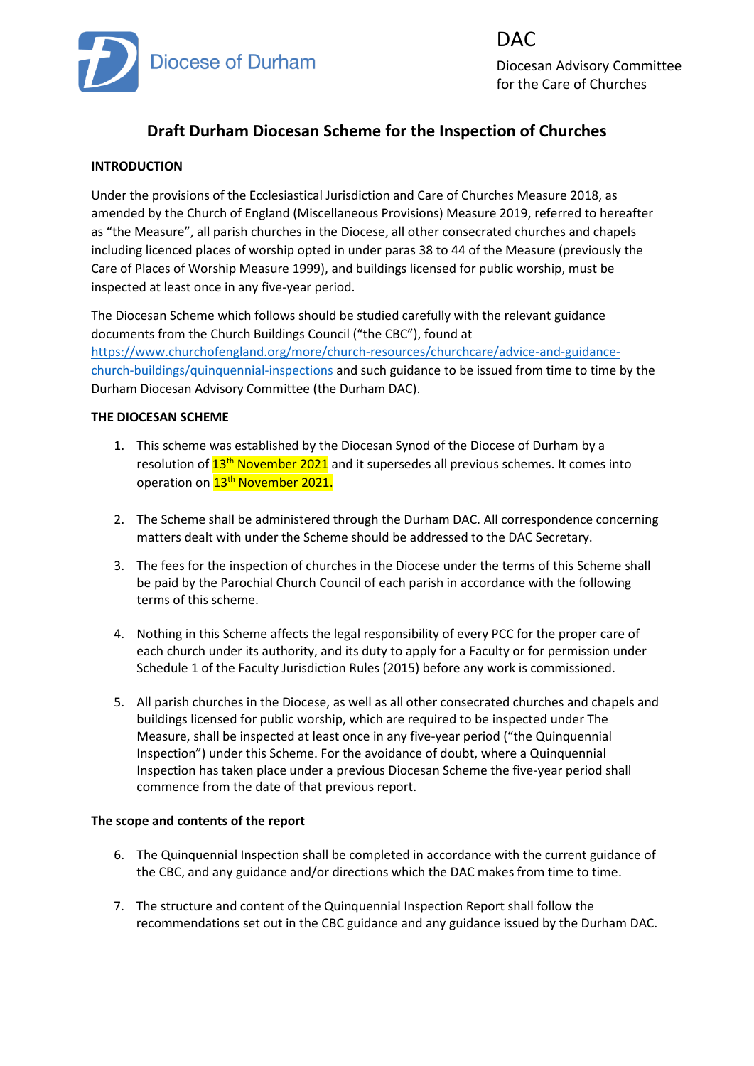Diocese of Durham

DAC

Diocesan Advisory Committee for the Care of Churches

# Draft Durham Diocesan Scheme for the Inspection of Churches

**INTRODUCTION**

Under the provisions of the Ecclesiastical Jurisdiction and Care of Churches Measure 2018, as amended by the Church of England (Miscellaneous Provisions) Measure 2019, referred to hereafter as "the Measure", all parish churches in the Diocese, all other consecrated churches and chapels including licenced places of worship opted in under paras 38 to 44 of the Measure (previously the Care of Places of Worship Measure 1999), and buildings licensed for public worship, must be inspected at least once in any five-year period.

The Diocesan Scheme which follows should be studied carefully with the relevant guidance documents from the Church Buildings Council ("the CBC"), found at https://www.churchofengland.org/more/church-resources/churchcare/advice-and-guidance-church-buildings/quinquennial-inspections and such guidance to be issued from time to time by the Durham Diocesan Advisory Committee (the Durham DAC).

**THE DIOCESAN SCHEME**

1. This scheme was established by the Diocesan Synod of the Diocese of Durham by a resolution of 13th November 2021 and it supersedes all previous schemes. It comes into operation on 13th November 2021.

2. The Scheme shall be administered through the Durham DAC. All correspondence concerning matters dealt with under the Scheme should be addressed to the DAC Secretary.

3. The fees for the inspection of churches in the Diocese under the terms of this Scheme shall be paid by the Parochial Church Council of each parish in accordance with the following terms of this scheme.

4. Nothing in this Scheme affects the legal responsibility of every PCC for the proper care of each church under its authority, and its duty to apply for a Faculty or for permission under Schedule 1 of the Faculty Jurisdiction Rules (2015) before any work is commissioned.

5. All parish churches in the Diocese, as well as all other consecrated churches and chapels and buildings licensed for public worship, which are required to be inspected under The Measure, shall be inspected at least once in any five-year period ("the Quinquennial Inspection") under this Scheme. For the avoidance of doubt, where a Quinquennial Inspection has taken place under a previous Diocesan Scheme the five-year period shall commence from the date of that previous report.

**The scope and contents of the report**

6. The Quinquennial Inspection shall be completed in accordance with the current guidance of the CBC, and any guidance and/or directions which the DAC makes from time to time.

7. The structure and content of the Quinquennial Inspection Report shall follow the recommendations set out in the CBC guidance and any guidance issued by the Durham DAC.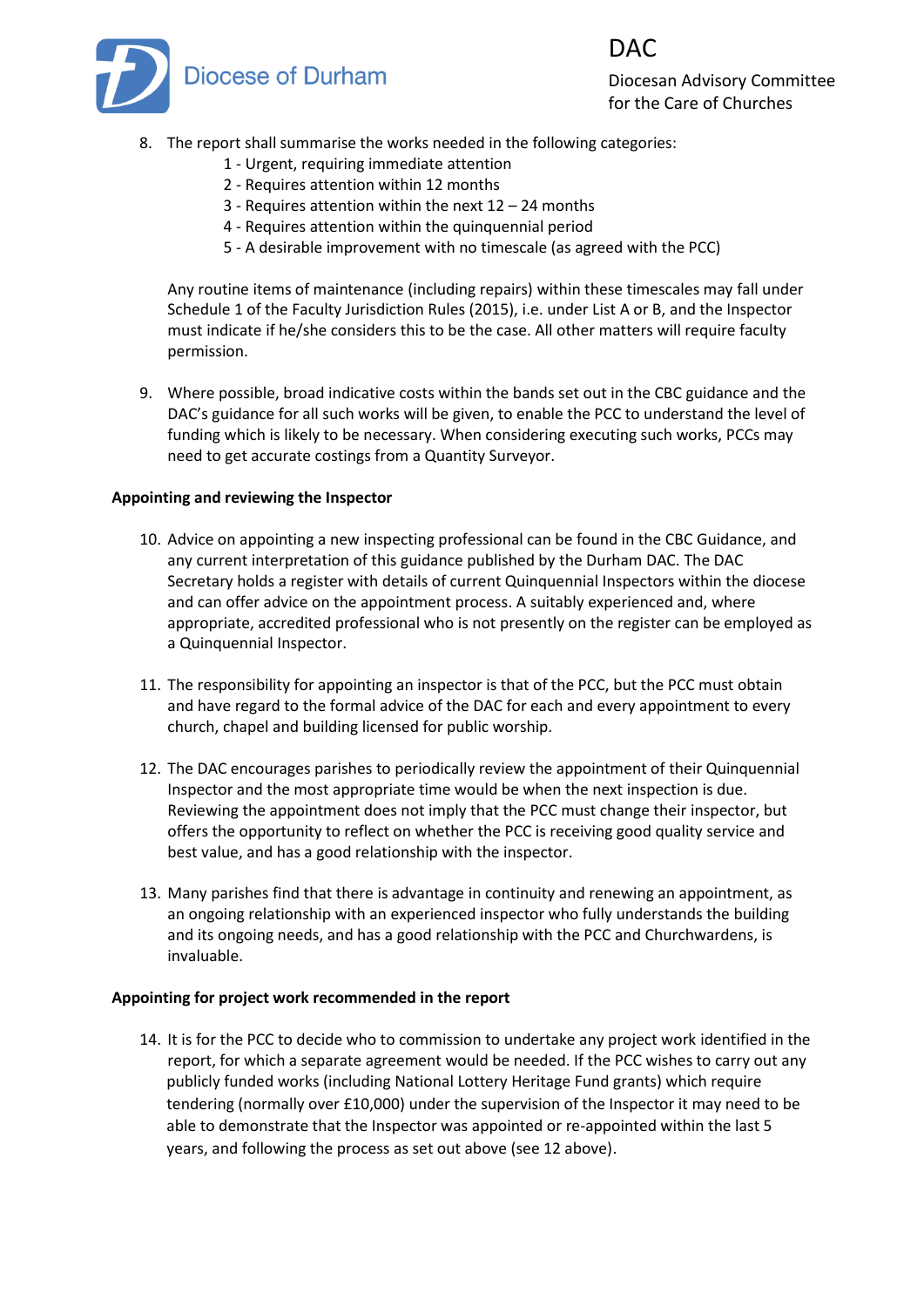8. The report shall summarise the works needed in the following categories:
   1 - Urgent, requiring immediate attention
   2 - Requires attention within 12 months
   3 - Requires attention within the next 12 – 24 months
   4 - Requires attention within the quinquennial period
   5 - A desirable improvement with no timescale (as agreed with the PCC)

   Any routine items of maintenance (including repairs) within these timescales may fall under Schedule 1 of the Faculty Jurisdiction Rules (2015), i.e. under List A or B, and the Inspector must indicate if he/she considers this to be the case. All other matters will require faculty permission.

9. Where possible, broad indicative costs within the bands set out in the CBC guidance and the DAC's guidance for all such works will be given, to enable the PCC to understand the level of funding which is likely to be necessary. When considering executing such works, PCCs may need to get accurate costings from a Quantity Surveyor.

**Appointing and reviewing the Inspector**

10. Advice on appointing a new inspecting professional can be found in the CBC Guidance, and any current interpretation of this guidance published by the Durham DAC. The DAC Secretary holds a register with details of current Quinquennial Inspectors within the diocese and can offer advice on the appointment process. A suitably experienced and, where appropriate, accredited professional who is not presently on the register can be employed as a Quinquennial Inspector.

11. The responsibility for appointing an inspector is that of the PCC, but the PCC must obtain and have regard to the formal advice of the DAC for each and every appointment to every church, chapel and building licensed for public worship.

12. The DAC encourages parishes to periodically review the appointment of their Quinquennial Inspector and the most appropriate time would be when the next inspection is due. Reviewing the appointment does not imply that the PCC must change their inspector, but offers the opportunity to reflect on whether the PCC is receiving good quality service and best value, and has a good relationship with the inspector.

13. Many parishes find that there is advantage in continuity and renewing an appointment, as an ongoing relationship with an experienced inspector who fully understands the building and its ongoing needs, and has a good relationship with the PCC and Churchwardens, is invaluable.

**Appointing for project work recommended in the report**

14. It is for the PCC to decide who to commission to undertake any project work identified in the report, for which a separate agreement would be needed. If the PCC wishes to carry out any publicly funded works (including National Lottery Heritage Fund grants) which require tendering (normally over £10,000) under the supervision of the Inspector it may need to be able to demonstrate that the Inspector was appointed or re-appointed within the last 5 years, and following the process as set out above (see 12 above).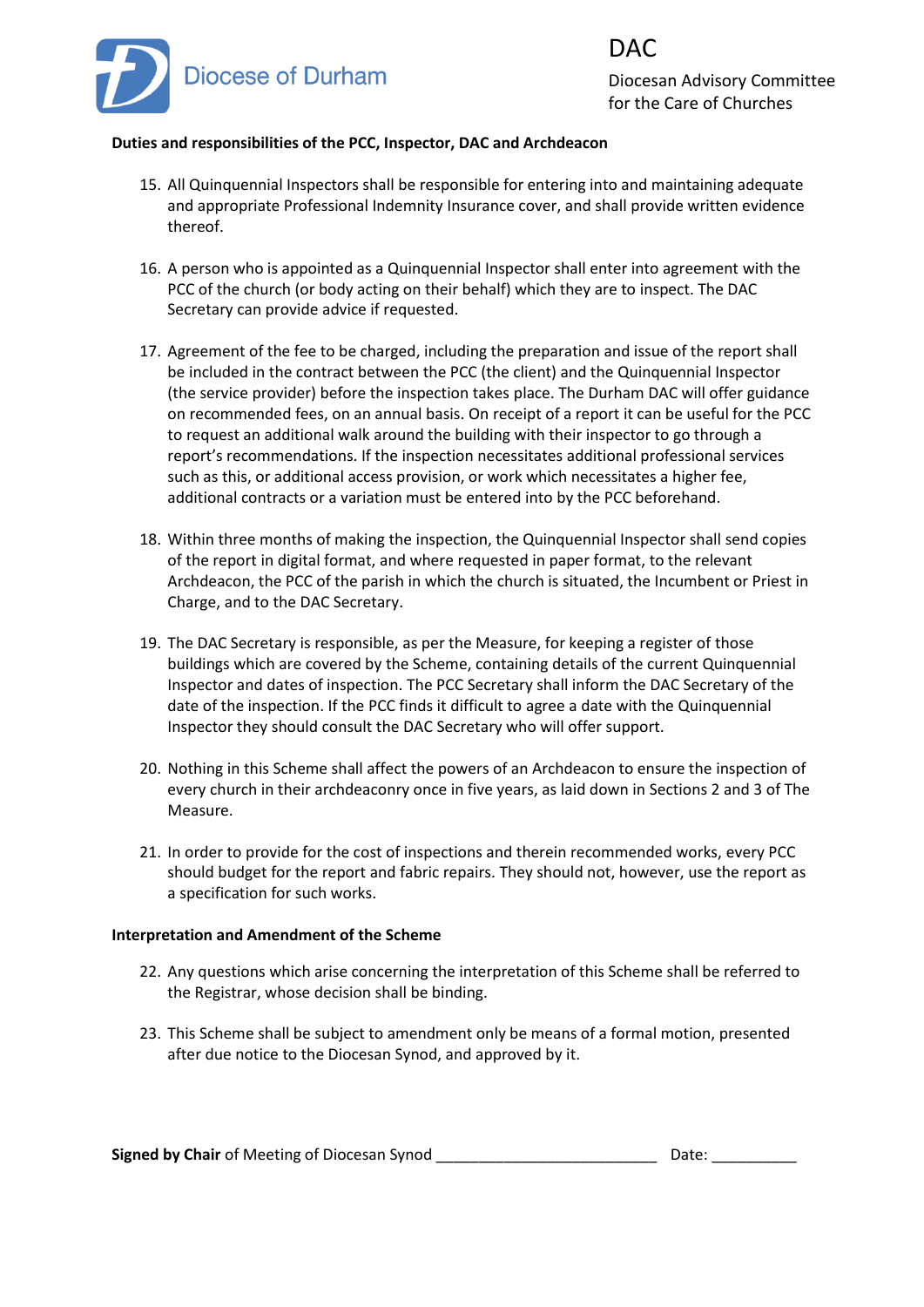**Duties and responsibilities of the PCC, Inspector, DAC and Archdeacon**

15. All Quinquennial Inspectors shall be responsible for entering into and maintaining adequate and appropriate Professional Indemnity Insurance cover, and shall provide written evidence thereof.

16. A person who is appointed as a Quinquennial Inspector shall enter into agreement with the PCC of the church (or body acting on their behalf) which they are to inspect. The DAC Secretary can provide advice if requested.

17. Agreement of the fee to be charged, including the preparation and issue of the report shall be included in the contract between the PCC (the client) and the Quinquennial Inspector (the service provider) before the inspection takes place. The Durham DAC will offer guidance on recommended fees, on an annual basis. On receipt of a report it can be useful for the PCC to request an additional walk around the building with their inspector to go through a report's recommendations. If the inspection necessitates additional professional services such as this, or additional access provision, or work which necessitates a higher fee, additional contracts or a variation must be entered into by the PCC beforehand.

18. Within three months of making the inspection, the Quinquennial Inspector shall send copies of the report in digital format, and where requested in paper format, to the relevant Archdeacon, the PCC of the parish in which the church is situated, the Incumbent or Priest in Charge, and to the DAC Secretary.

19. The DAC Secretary is responsible, as per the Measure, for keeping a register of those buildings which are covered by the Scheme, containing details of the current Quinquennial Inspector and dates of inspection. The PCC Secretary shall inform the DAC Secretary of the date of the inspection. If the PCC finds it difficult to agree a date with the Quinquennial Inspector they should consult the DAC Secretary who will offer support.

20. Nothing in this Scheme shall affect the powers of an Archdeacon to ensure the inspection of every church in their archdeaconry once in five years, as laid down in Sections 2 and 3 of The Measure.

21. In order to provide for the cost of inspections and therein recommended works, every PCC should budget for the report and fabric repairs. They should not, however, use the report as a specification for such works.

**Interpretation and Amendment of the Scheme**

22. Any questions which arise concerning the interpretation of this Scheme shall be referred to the Registrar, whose decision shall be binding.

23. This Scheme shall be subject to amendment only be means of a formal motion, presented after due notice to the Diocesan Synod, and approved by it.

**Signed by Chair** of Meeting of Diocesan Synod ___________________________ Date: __________